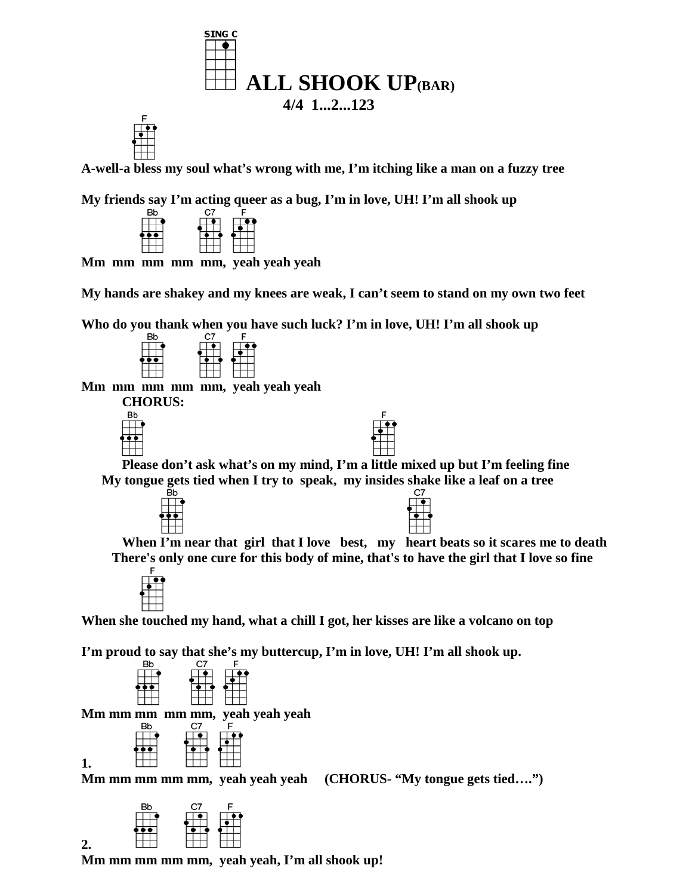SING C

# ALL SHOOK UP(BAR)

**4/4 1...2...123**

F

**A-well-a bless my soul what's wrong with me, I'm itching like a man on a fuzzy tree**

**My friends say I'm acting queer as a bug, I'm in love, UH! I'm all shook up**

Bb C7 F

**Mm mm mm mm mm, yeah yeah yeah**

**My hands are shakey and my knees are weak, I can't seem to stand on my own two feet**

**Who do you thank when you have such luck? I'm in love, UH! I'm all shook up**

Bb C7 F

**Mm mm mm mm mm, yeah yeah yeah**

**CHORUS:**

Bb F

**Please don't ask what's on my mind, I'm a little mixed up but I'm feeling fine**

**My tongue gets tied when I try to speak, my insides shake like a leaf on a tree**

Bb C7

**When I'm near that girl that I love best, my heart beats so it scares me to death**

**There's only one cure for this body of mine, that's to have the girl that I love so fine**

F

**When she touched my hand, what a chill I got, her kisses are like a volcano on top**

**I'm proud to say that she's my buttercup, I'm in love, UH! I'm all shook up.**

Bb C7 F

**Mm mm mm mm mm, yeah yeah yeah**

Bb C7 F

**1.**
**Mm mm mm mm mm, yeah yeah yeah (CHORUS- "My tongue gets tied….")**

Bb C7 F

**2.**
**Mm mm mm mm mm, yeah yeah, I'm all shook up!**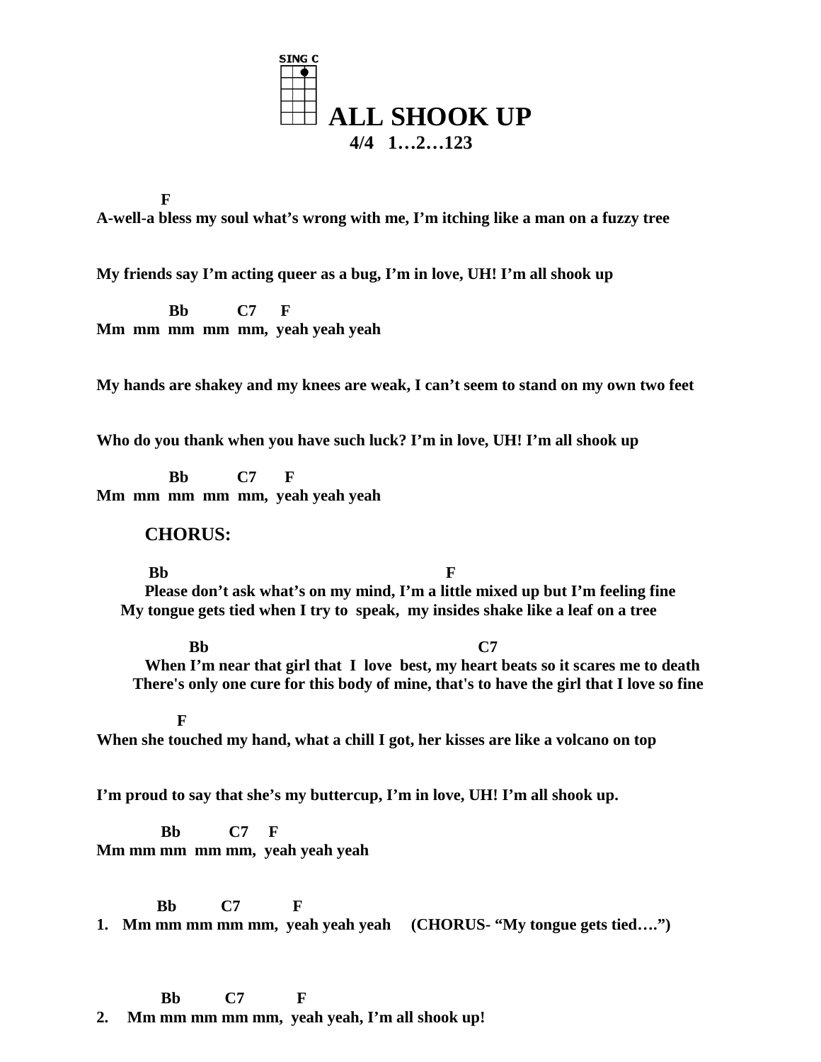SING C

# ALL SHOOK UP

**4/4 1…2…123**

```
          F
A-well-a bless my soul what's wrong with me, I'm itching like a man on a fuzzy tree


My friends say I'm acting queer as a bug, I'm in love, UH! I'm all shook up

            Bb         C7     F
Mm  mm  mm  mm  mm,  yeah yeah yeah


My hands are shakey and my knees are weak, I can't seem to stand on my own two feet


Who do you thank when you have such luck? I'm in love, UH! I'm all shook up

            Bb         C7      F
Mm  mm  mm  mm  mm,  yeah yeah yeah
```

**CHORUS:**

```
         Bb                                          F
         Please don't ask what's on my mind, I'm a little mixed up but I'm feeling fine
     My tongue gets tied when I try to  speak,  my insides shake like a leaf on a tree

                Bb                                             C7
         When I'm near that girl that  I  love  best, my heart beats so it scares me to death
       There's only one cure for this body of mine, that's to have the girl that I love so fine

             F
When she touched my hand, what a chill I got, her kisses are like a volcano on top


I'm proud to say that she's my buttercup, I'm in love, UH! I'm all shook up.

           Bb         C7    F
Mm mm mm  mm mm,  yeah yeah yeah


          Bb        C7          F
1.   Mm mm mm mm mm,  yeah yeah yeah     (CHORUS- "My tongue gets tied….")



           Bb        C7          F
2.    Mm mm mm mm mm,  yeah yeah, I'm all shook up!
```